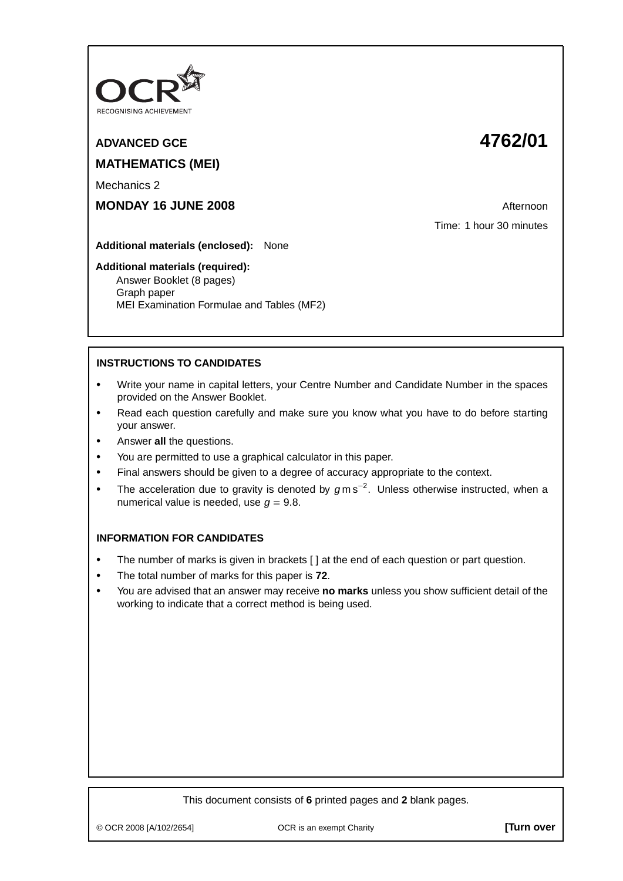OCR
RECOGNISING ACHIEVEMENT

**ADVANCED GCE** **4762/01**

**MATHEMATICS (MEI)**

Mechanics 2

**MONDAY 16 JUNE 2008** Afternoon

Time: 1 hour 30 minutes

**Additional materials (enclosed):** None

**Additional materials (required):**
Answer Booklet (8 pages)
Graph paper
MEI Examination Formulae and Tables (MF2)

**INSTRUCTIONS TO CANDIDATES**

- Write your name in capital letters, your Centre Number and Candidate Number in the spaces provided on the Answer Booklet.
- Read each question carefully and make sure you know what you have to do before starting your answer.
- Answer **all** the questions.
- You are permitted to use a graphical calculator in this paper.
- Final answers should be given to a degree of accuracy appropriate to the context.
- The acceleration due to gravity is denoted by $g\,\mathrm{m\,s^{-2}}$. Unless otherwise instructed, when a numerical value is needed, use $g = 9.8$.

**INFORMATION FOR CANDIDATES**

- The number of marks is given in brackets [ ] at the end of each question or part question.
- The total number of marks for this paper is **72**.
- You are advised that an answer may receive **no marks** unless you show sufficient detail of the working to indicate that a correct method is being used.

This document consists of **6** printed pages and **2** blank pages.

© OCR 2008 [A/102/2654] OCR is an exempt Charity **[Turn over**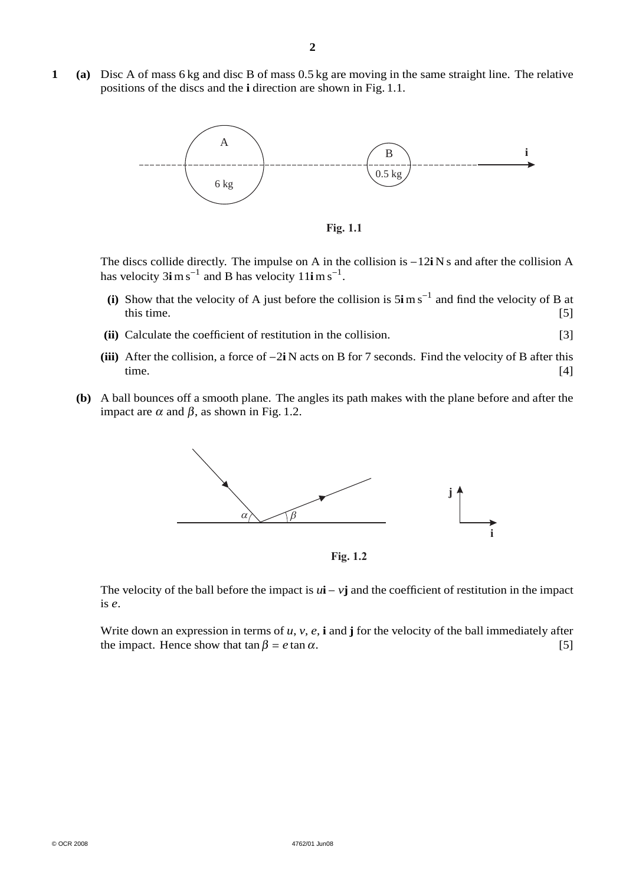**1** **(a)** Disc A of mass 6 kg and disc B of mass 0.5 kg are moving in the same straight line. The relative positions of the discs and the **i** direction are shown in Fig. 1.1.

**Fig. 1.1**

The discs collide directly. The impulse on A in the collision is $-12\mathbf{i}$ N s and after the collision A has velocity $3\mathbf{i}\,\mathrm{m\,s^{-1}}$ and B has velocity $11\mathbf{i}\,\mathrm{m\,s^{-1}}$.

**(i)** Show that the velocity of A just before the collision is $5\mathbf{i}\,\mathrm{m\,s^{-1}}$ and find the velocity of B at this time. [5]

**(ii)** Calculate the coefficient of restitution in the collision. [3]

**(iii)** After the collision, a force of $-2\mathbf{i}$ N acts on B for 7 seconds. Find the velocity of B after this time. [4]

**(b)** A ball bounces off a smooth plane. The angles its path makes with the plane before and after the impact are $\alpha$ and $\beta$, as shown in Fig. 1.2.

**Fig. 1.2**

The velocity of the ball before the impact is $u\mathbf{i} - v\mathbf{j}$ and the coefficient of restitution in the impact is $e$.

Write down an expression in terms of $u$, $v$, $e$, $\mathbf{i}$ and $\mathbf{j}$ for the velocity of the ball immediately after the impact. Hence show that $\tan\beta = e\tan\alpha$. [5]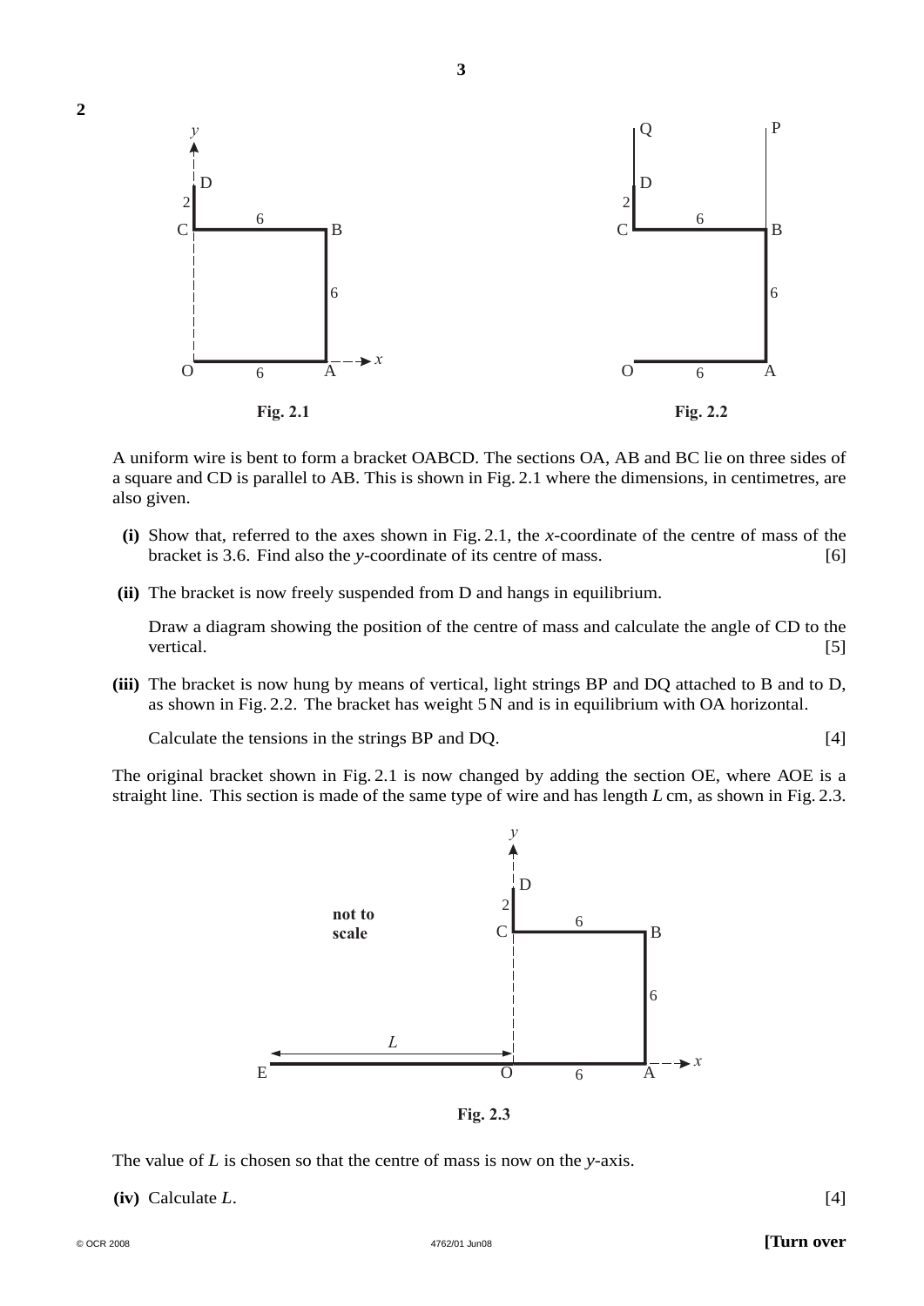**2**

Fig. 2.1

Fig. 2.2

A uniform wire is bent to form a bracket OABCD. The sections OA, AB and BC lie on three sides of a square and CD is parallel to AB. This is shown in Fig. 2.1 where the dimensions, in centimetres, are also given.

**(i)** Show that, referred to the axes shown in Fig. 2.1, the $x$-coordinate of the centre of mass of the bracket is 3.6. Find also the $y$-coordinate of its centre of mass. [6]

**(ii)** The bracket is now freely suspended from D and hangs in equilibrium.

Draw a diagram showing the position of the centre of mass and calculate the angle of CD to the vertical. [5]

**(iii)** The bracket is now hung by means of vertical, light strings BP and DQ attached to B and to D, as shown in Fig. 2.2. The bracket has weight 5 N and is in equilibrium with OA horizontal.

Calculate the tensions in the strings BP and DQ. [4]

The original bracket shown in Fig. 2.1 is now changed by adding the section OE, where AOE is a straight line. This section is made of the same type of wire and has length $L$ cm, as shown in Fig. 2.3.

not to scale

Fig. 2.3

The value of $L$ is chosen so that the centre of mass is now on the $y$-axis.

**(iv)** Calculate $L$. [4]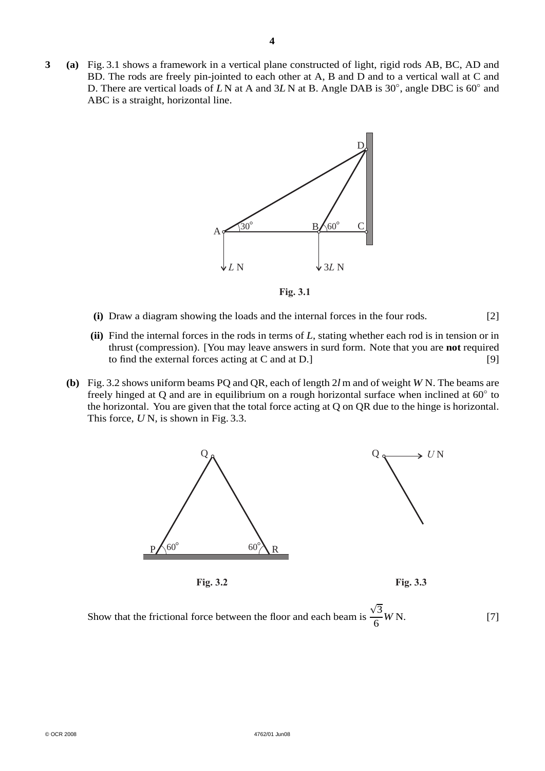**3** **(a)** Fig. 3.1 shows a framework in a vertical plane constructed of light, rigid rods AB, BC, AD and BD. The rods are freely pin-jointed to each other at A, B and D and to a vertical wall at C and D. There are vertical loads of $L$ N at A and $3L$ N at B. Angle DAB is $30°$, angle DBC is $60°$ and ABC is a straight, horizontal line.

**Fig. 3.1**

**(i)** Draw a diagram showing the loads and the internal forces in the four rods. [2]

**(ii)** Find the internal forces in the rods in terms of $L$, stating whether each rod is in tension or in thrust (compression). [You may leave answers in surd form. Note that you are **not** required to find the external forces acting at C and at D.] [9]

**(b)** Fig. 3.2 shows uniform beams PQ and QR, each of length $2l$ m and of weight $W$ N. The beams are freely hinged at Q and are in equilibrium on a rough horizontal surface when inclined at $60°$ to the horizontal. You are given that the total force acting at Q on QR due to the hinge is horizontal. This force, $U$ N, is shown in Fig. 3.3.

**Fig. 3.2** **Fig. 3.3**

Show that the frictional force between the floor and each beam is $\dfrac{\sqrt{3}}{6}W$ N. [7]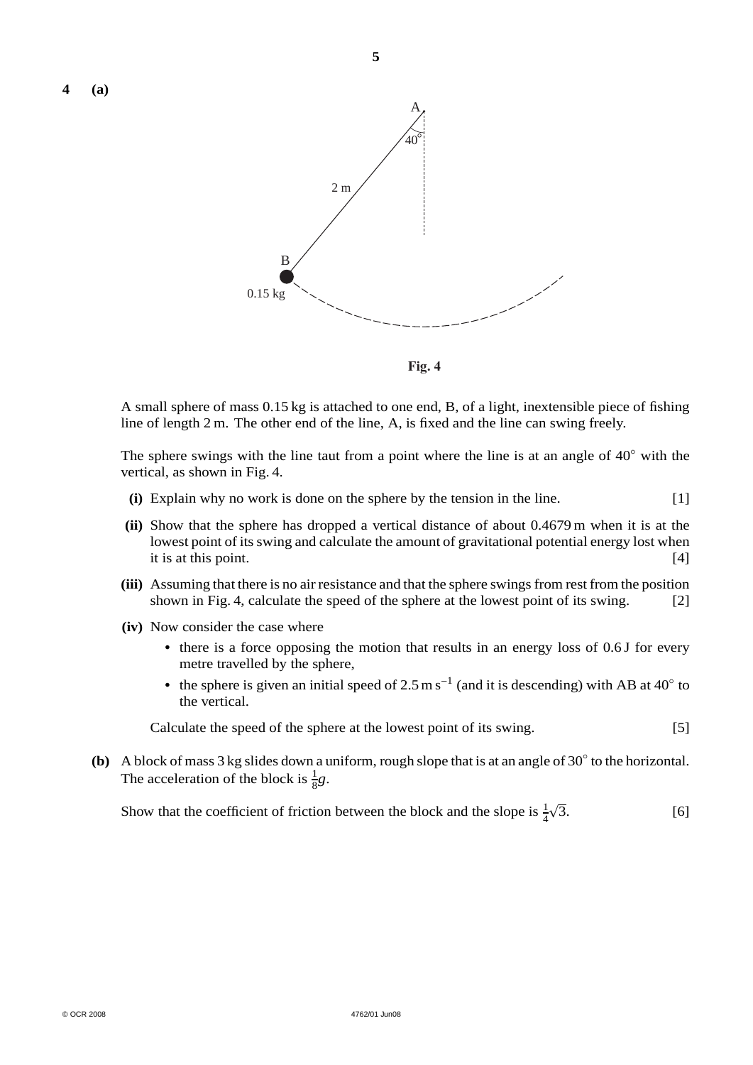**4** **(a)**

Fig. 4

A small sphere of mass 0.15 kg is attached to one end, B, of a light, inextensible piece of fishing line of length 2 m. The other end of the line, A, is fixed and the line can swing freely.

The sphere swings with the line taut from a point where the line is at an angle of $40^\circ$ with the vertical, as shown in Fig. 4.

**(i)** Explain why no work is done on the sphere by the tension in the line. [1]

**(ii)** Show that the sphere has dropped a vertical distance of about 0.4679 m when it is at the lowest point of its swing and calculate the amount of gravitational potential energy lost when it is at this point. [4]

**(iii)** Assuming that there is no air resistance and that the sphere swings from rest from the position shown in Fig. 4, calculate the speed of the sphere at the lowest point of its swing. [2]

**(iv)** Now consider the case where

- there is a force opposing the motion that results in an energy loss of 0.6 J for every metre travelled by the sphere,
- the sphere is given an initial speed of $2.5\,\text{m s}^{-1}$ (and it is descending) with AB at $40^\circ$ to the vertical.

Calculate the speed of the sphere at the lowest point of its swing. [5]

**(b)** A block of mass 3 kg slides down a uniform, rough slope that is at an angle of $30^\circ$ to the horizontal. The acceleration of the block is $\frac{1}{8}g$.

Show that the coefficient of friction between the block and the slope is $\frac{1}{4}\sqrt{3}$. [6]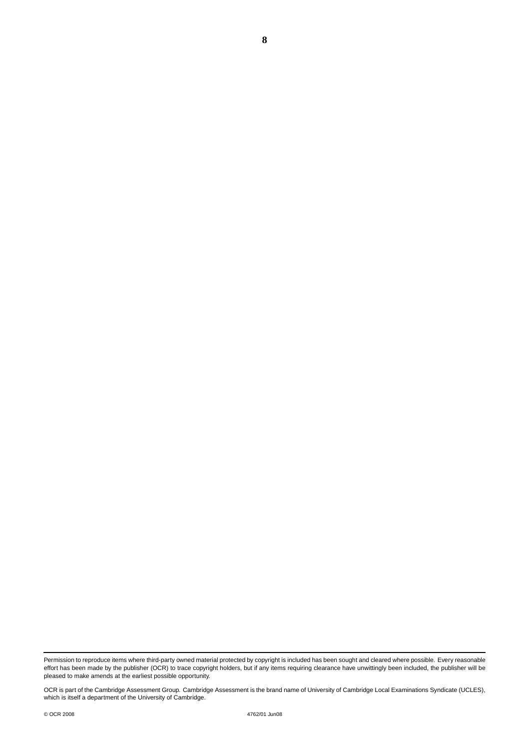Permission to reproduce items where third-party owned material protected by copyright is included has been sought and cleared where possible. Every reasonable effort has been made by the publisher (OCR) to trace copyright holders, but if any items requiring clearance have unwittingly been included, the publisher will be pleased to make amends at the earliest possible opportunity.

OCR is part of the Cambridge Assessment Group. Cambridge Assessment is the brand name of University of Cambridge Local Examinations Syndicate (UCLES), which is itself a department of the University of Cambridge.